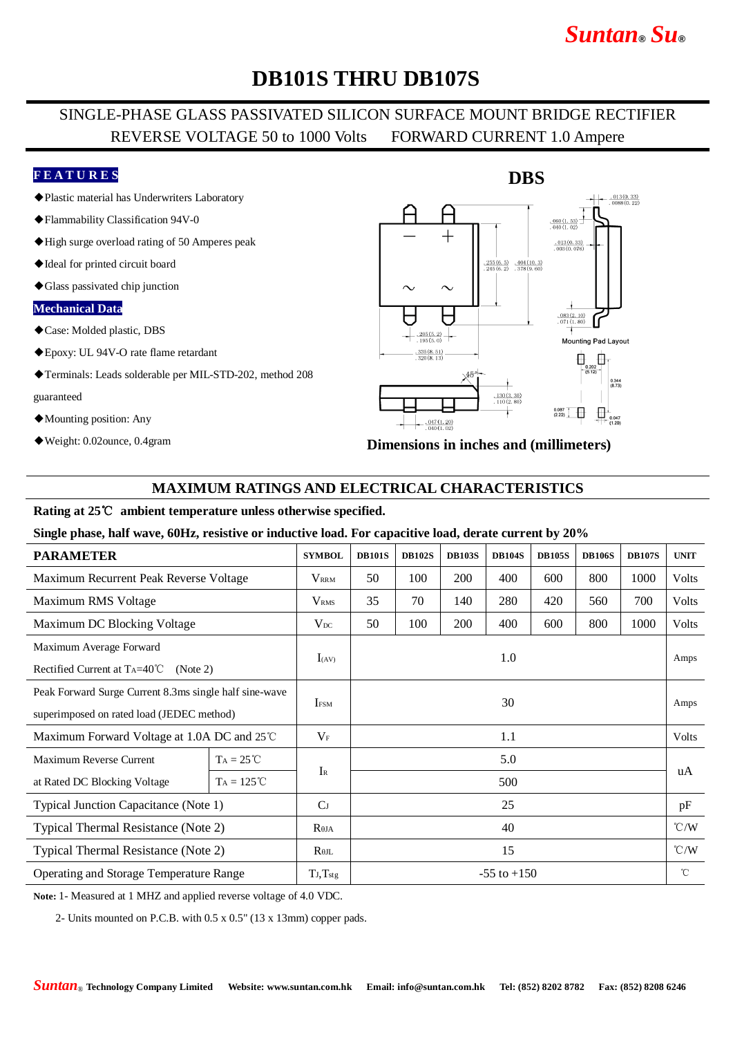# DB101S THRU DB107S

SINGLE-PHASE GLASS PASSIVATED SILICON SURFACE MOUNT BRIDGE RECTIFIER
REVERSE VOLTAGE 50 to 1000 Volts    FORWARD CURRENT 1.0 Ampere

## FEATURES

- ◆Plastic material has Underwriters Laboratory
- ◆Flammability Classification 94V-0
- ◆High surge overload rating of 50 Amperes peak
- ◆Ideal for printed circuit board
- ◆Glass passivated chip junction

## Mechanical Data

- ◆Case: Molded plastic, DBS
- ◆Epoxy: UL 94V-O rate flame retardant
- ◆Terminals: Leads solderable per MIL-STD-202, method 208 guaranteed
- ◆Mounting position: Any
- ◆Weight: 0.02ounce, 0.4gram

**DBS**

.013(0.33)
.0088(0.22)
.060(1.53)
.040(1.02)
.013(0.33)
.003(0.076)
.255(6.5)
.245(6.2)
.404(10.3)
.378(9.60)
.083(2.10)
.071(1.80)
.205(5.2)
.195(5.0)
.335(8.51)
.320(8.13)
45°
.130(3.30)
.110(2.80)
.047(1.20)
.040(1.02)

Mounting Pad Layout
0.202 (5.12)
0.344 (8.73)
0.087 (2.22)
0.047 (1.20)

**Dimensions in inches and (millimeters)**

## MAXIMUM RATINGS AND ELECTRICAL CHARACTERISTICS

**Rating at 25℃ ambient temperature unless otherwise specified.**

**Single phase, half wave, 60Hz, resistive or inductive load. For capacitive load, derate current by 20%**

| PARAMETER | | SYMBOL | DB101S | DB102S | DB103S | DB104S | DB105S | DB106S | DB107S | UNIT |
|---|---|---|---|---|---|---|---|---|---|---|
| Maximum Recurrent Peak Reverse Voltage | | $V_{RRM}$ | 50 | 100 | 200 | 400 | 600 | 800 | 1000 | Volts |
| Maximum RMS Voltage | | $V_{RMS}$ | 35 | 70 | 140 | 280 | 420 | 560 | 700 | Volts |
| Maximum DC Blocking Voltage | | $V_{DC}$ | 50 | 100 | 200 | 400 | 600 | 800 | 1000 | Volts |
| Maximum Average Forward Rectified Current at $T_A$=40℃ (Note 2) | | $I_{(AV)}$ | 1.0 | | | | | | | Amps |
| Peak Forward Surge Current 8.3ms single half sine-wave superimposed on rated load (JEDEC method) | | $I_{FSM}$ | 30 | | | | | | | Amps |
| Maximum Forward Voltage at 1.0A DC and 25℃ | | $V_F$ | 1.1 | | | | | | | Volts |
| Maximum Reverse Current at Rated DC Blocking Voltage | $T_A$ = 25℃ | $I_R$ | 5.0 | | | | | | | uA |
| | $T_A$ = 125℃ | | 500 | | | | | | | |
| Typical Junction Capacitance (Note 1) | | $C_J$ | 25 | | | | | | | pF |
| Typical Thermal Resistance (Note 2) | | $R_{\theta JA}$ | 40 | | | | | | | ℃/W |
| Typical Thermal Resistance (Note 2) | | $R_{\theta JL}$ | 15 | | | | | | | ℃/W |
| Operating and Storage Temperature Range | | $T_J$,$T_{stg}$ | -55 to +150 | | | | | | | ℃ |

**Note:** 1- Measured at 1 MHZ and applied reverse voltage of 4.0 VDC.

2- Units mounted on P.C.B. with 0.5 x 0.5" (13 x 13mm) copper pads.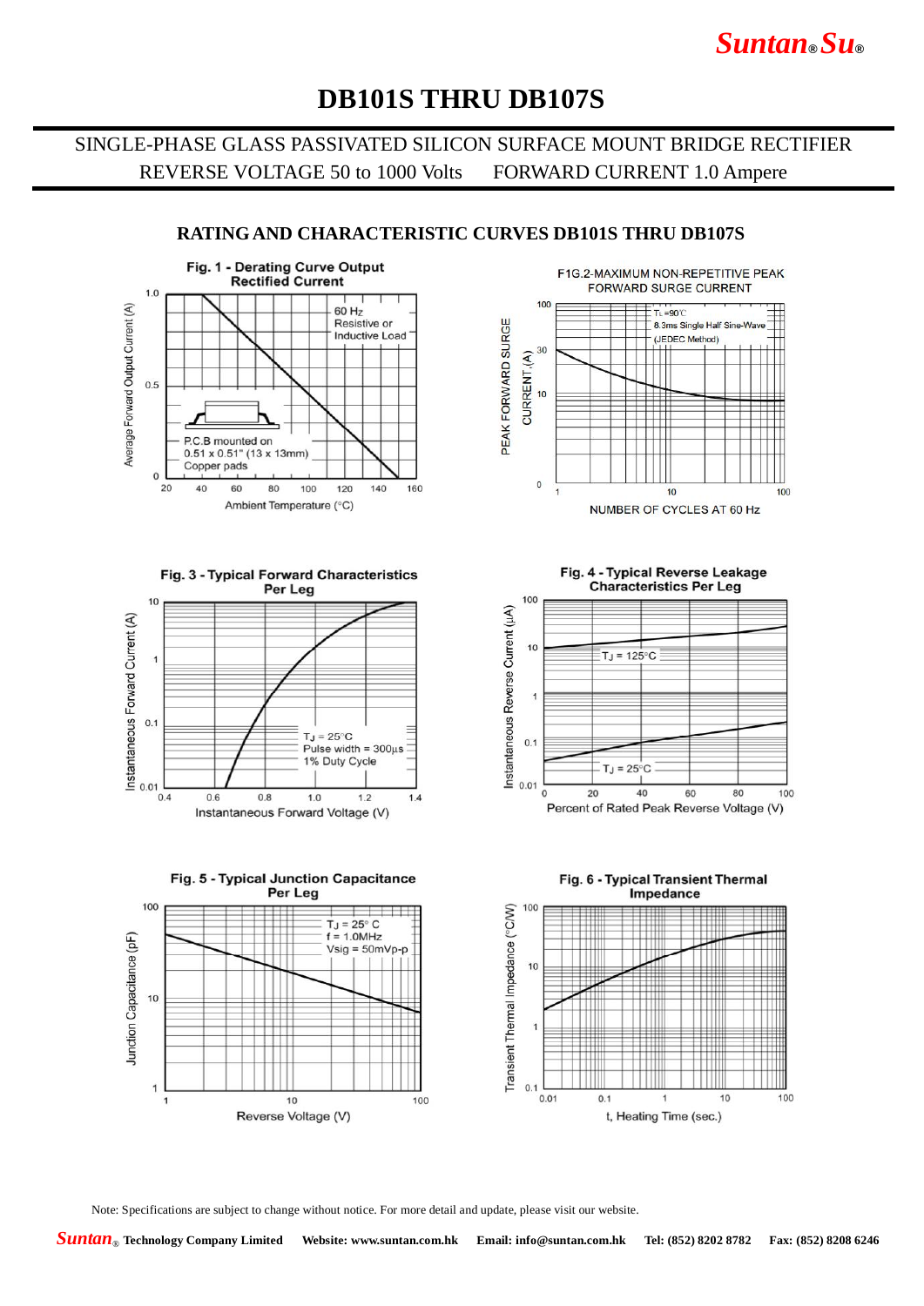# DB101S THRU DB107S

SINGLE-PHASE GLASS PASSIVATED SILICON SURFACE MOUNT BRIDGE RECTIFIER
REVERSE VOLTAGE 50 to 1000 Volts FORWARD CURRENT 1.0 Ampere

## RATING AND CHARACTERISTIC CURVES DB101S THRU DB107S

Fig. 1 - Derating Curve Output Rectified Current

Average Forward Output Current (A)

1.0
0.5
0

60 Hz
Resistive or
Inductive Load

P.C.B mounted on
0.51 x 0.51" (13 x 13mm)
Copper pads

20 40 60 80 100 120 140 160

Ambient Temperature (°C)

F1G.2-MAXIMUM NON-REPETITIVE PEAK FORWARD SURGE CURRENT

PEAK FORWARD SURGE CURRENT,(A)

100
30
10
0

TL=90°C
8.3ms Single Half Sine-Wave
(JEDEC Method)

1 10 100

NUMBER OF CYCLES AT 60 Hz

Fig. 3 - Typical Forward Characteristics Per Leg

Instantaneous Forward Current (A)

10
1
0.1
0.01

TJ = 25°C
Pulse width = 300µs
1% Duty Cycle

0.4 0.6 0.8 1.0 1.2 1.4

Instantaneous Forward Voltage (V)

Fig. 4 - Typical Reverse Leakage Characteristics Per Leg

Instantaneous Reverse Current (µA)

100
10
1
0.1
0.01

TJ = 125°C

TJ = 25°C

0 20 40 60 80 100

Percent of Rated Peak Reverse Voltage (V)

Fig. 5 - Typical Junction Capacitance Per Leg

Junction Capacitance (pF)

100
10
1

TJ = 25° C
f = 1.0MHz
Vsig = 50mVp-p

1 10 100

Reverse Voltage (V)

Fig. 6 - Typical Transient Thermal Impedance

Transient Thermal Impedance (°C/W)

100
10
1
0.1

0.01 0.1 1 10 100

t, Heating Time (sec.)

Note: Specifications are subject to change without notice. For more detail and update, please visit our website.